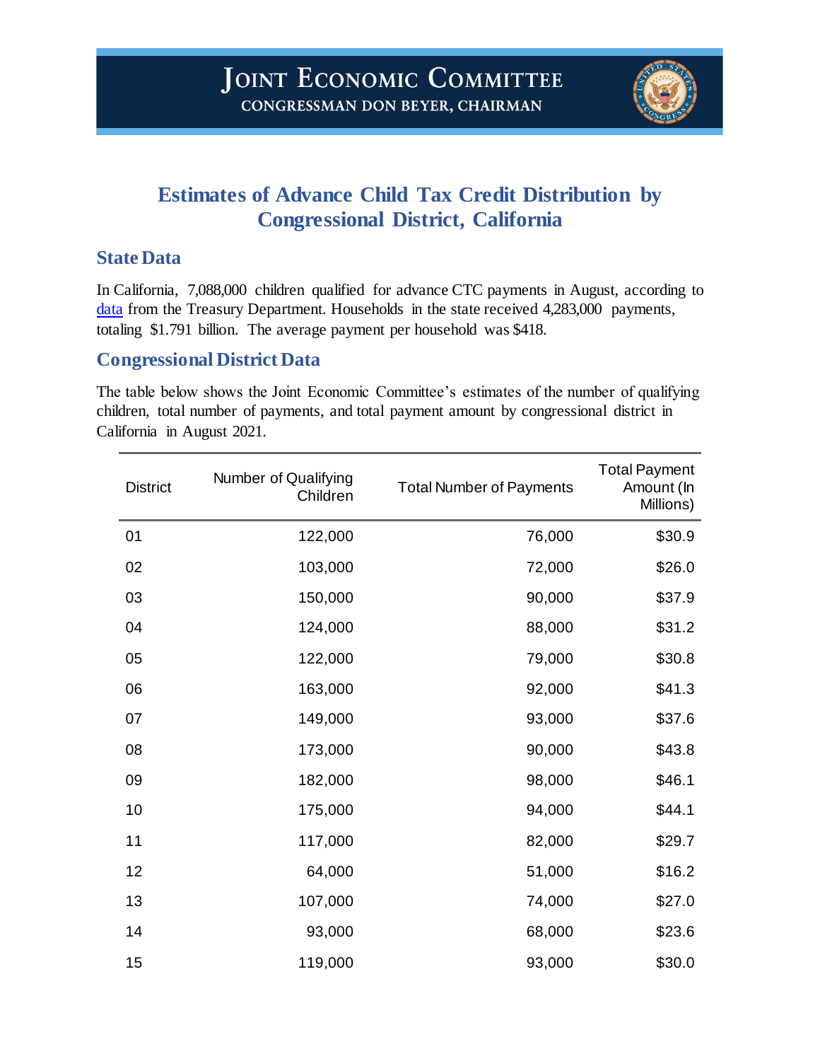# Joint Economic Committee

**Congressman Don Beyer, Chairman**

## Estimates of Advance Child Tax Credit Distribution by Congressional District, California

### State Data

In California, 7,088,000 children qualified for advance CTC payments in August, according to data from the Treasury Department. Households in the state received 4,283,000 payments, totaling $1.791 billion. The average payment per household was $418.

### Congressional District Data

The table below shows the Joint Economic Committee's estimates of the number of qualifying children, total number of payments, and total payment amount by congressional district in California in August 2021.

| District | Number of Qualifying Children | Total Number of Payments | Total Payment Amount (In Millions) |
|---|---:|---:|---:|
| 01 | 122,000 | 76,000 | $30.9 |
| 02 | 103,000 | 72,000 | $26.0 |
| 03 | 150,000 | 90,000 | $37.9 |
| 04 | 124,000 | 88,000 | $31.2 |
| 05 | 122,000 | 79,000 | $30.8 |
| 06 | 163,000 | 92,000 | $41.3 |
| 07 | 149,000 | 93,000 | $37.6 |
| 08 | 173,000 | 90,000 | $43.8 |
| 09 | 182,000 | 98,000 | $46.1 |
| 10 | 175,000 | 94,000 | $44.1 |
| 11 | 117,000 | 82,000 | $29.7 |
| 12 | 64,000 | 51,000 | $16.2 |
| 13 | 107,000 | 74,000 | $27.0 |
| 14 | 93,000 | 68,000 | $23.6 |
| 15 | 119,000 | 93,000 | $30.0 |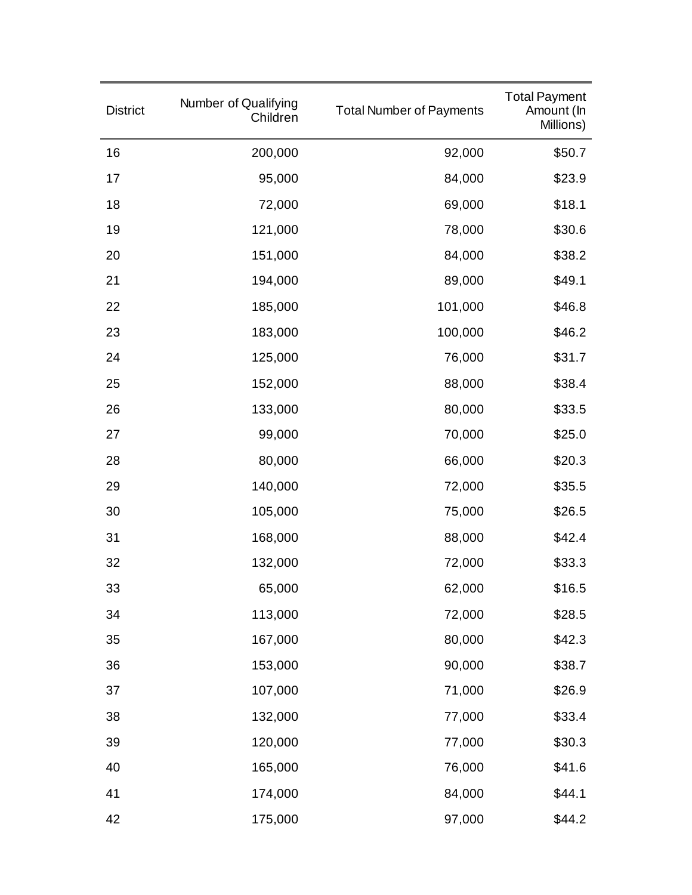| District | Number of Qualifying Children | Total Number of Payments | Total Payment Amount (In Millions) |
|---|---|---|---|
| 16 | 200,000 | 92,000 | $50.7 |
| 17 | 95,000 | 84,000 | $23.9 |
| 18 | 72,000 | 69,000 | $18.1 |
| 19 | 121,000 | 78,000 | $30.6 |
| 20 | 151,000 | 84,000 | $38.2 |
| 21 | 194,000 | 89,000 | $49.1 |
| 22 | 185,000 | 101,000 | $46.8 |
| 23 | 183,000 | 100,000 | $46.2 |
| 24 | 125,000 | 76,000 | $31.7 |
| 25 | 152,000 | 88,000 | $38.4 |
| 26 | 133,000 | 80,000 | $33.5 |
| 27 | 99,000 | 70,000 | $25.0 |
| 28 | 80,000 | 66,000 | $20.3 |
| 29 | 140,000 | 72,000 | $35.5 |
| 30 | 105,000 | 75,000 | $26.5 |
| 31 | 168,000 | 88,000 | $42.4 |
| 32 | 132,000 | 72,000 | $33.3 |
| 33 | 65,000 | 62,000 | $16.5 |
| 34 | 113,000 | 72,000 | $28.5 |
| 35 | 167,000 | 80,000 | $42.3 |
| 36 | 153,000 | 90,000 | $38.7 |
| 37 | 107,000 | 71,000 | $26.9 |
| 38 | 132,000 | 77,000 | $33.4 |
| 39 | 120,000 | 77,000 | $30.3 |
| 40 | 165,000 | 76,000 | $41.6 |
| 41 | 174,000 | 84,000 | $44.1 |
| 42 | 175,000 | 97,000 | $44.2 |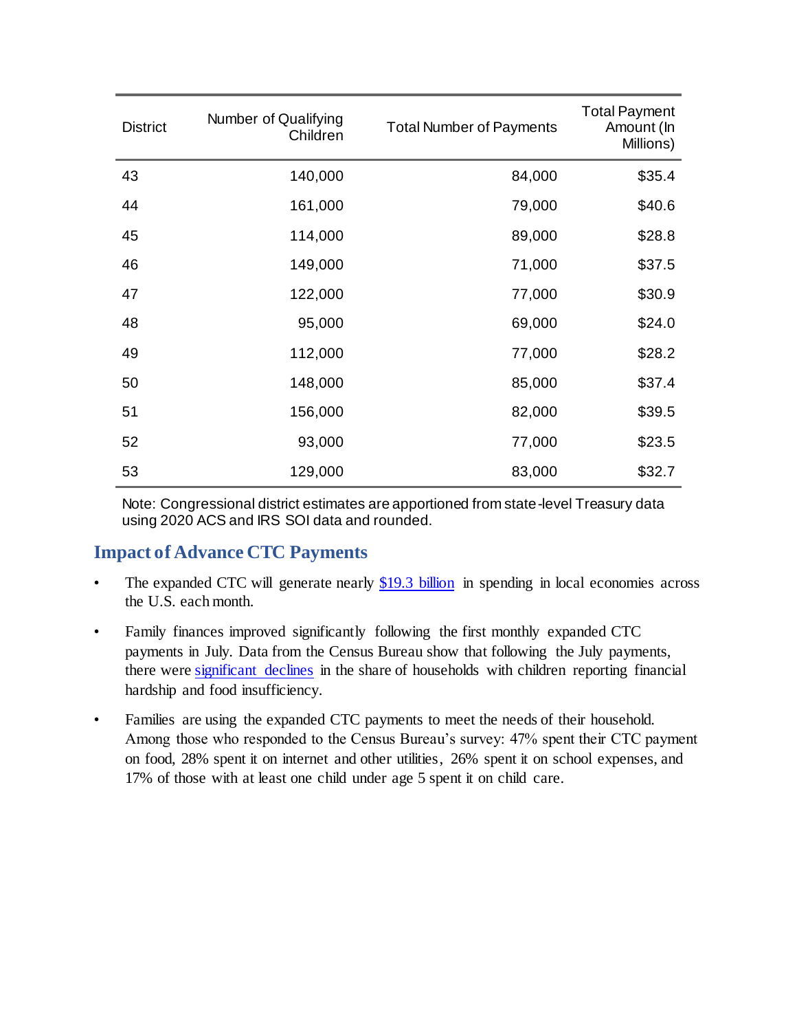| District | Number of Qualifying Children | Total Number of Payments | Total Payment Amount (In Millions) |
|---|---|---|---|
| 43 | 140,000 | 84,000 | $35.4 |
| 44 | 161,000 | 79,000 | $40.6 |
| 45 | 114,000 | 89,000 | $28.8 |
| 46 | 149,000 | 71,000 | $37.5 |
| 47 | 122,000 | 77,000 | $30.9 |
| 48 | 95,000 | 69,000 | $24.0 |
| 49 | 112,000 | 77,000 | $28.2 |
| 50 | 148,000 | 85,000 | $37.4 |
| 51 | 156,000 | 82,000 | $39.5 |
| 52 | 93,000 | 77,000 | $23.5 |
| 53 | 129,000 | 83,000 | $32.7 |

Note: Congressional district estimates are apportioned from state-level Treasury data using 2020 ACS and IRS SOI data and rounded.

## Impact of Advance CTC Payments

- The expanded CTC will generate nearly $19.3 billion in spending in local economies across the U.S. each month.
- Family finances improved significantly following the first monthly expanded CTC payments in July. Data from the Census Bureau show that following the July payments, there were significant declines in the share of households with children reporting financial hardship and food insufficiency.
- Families are using the expanded CTC payments to meet the needs of their household. Among those who responded to the Census Bureau's survey: 47% spent their CTC payment on food, 28% spent it on internet and other utilities, 26% spent it on school expenses, and 17% of those with at least one child under age 5 spent it on child care.